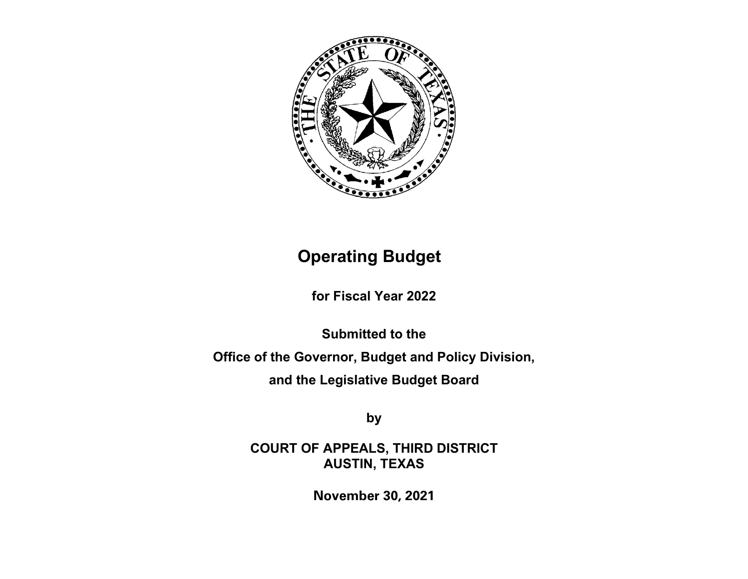# Operating Budget

**for Fiscal Year 2022**

**Submitted to the**

**Office of the Governor, Budget and Policy Division,**

**and the Legislative Budget Board**

**by**

**COURT OF APPEALS, THIRD DISTRICT**
**AUSTIN, TEXAS**

**November 30, 2021**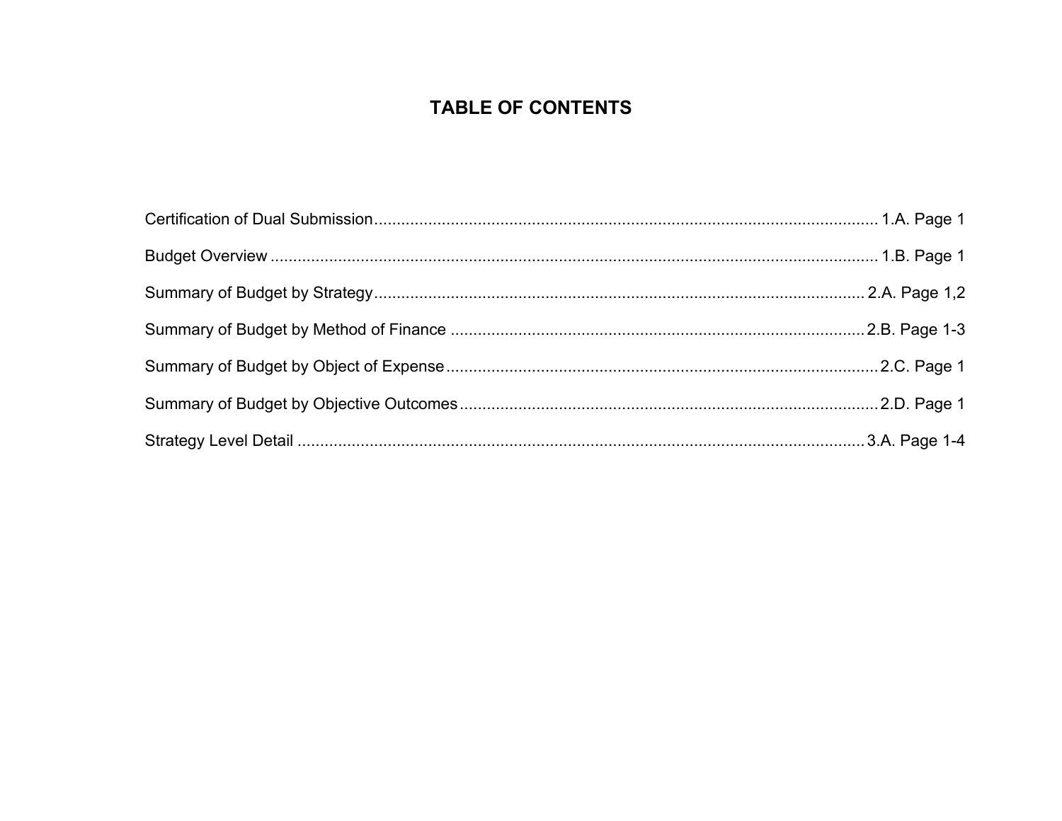# TABLE OF CONTENTS

| Section | Page |
| --- | --- |
| Certification of Dual Submission | 1.A. Page 1 |
| Budget Overview | 1.B. Page 1 |
| Summary of Budget by Strategy | 2.A. Page 1,2 |
| Summary of Budget by Method of Finance | 2.B. Page 1-3 |
| Summary of Budget by Object of Expense | 2.C. Page 1 |
| Summary of Budget by Objective Outcomes | 2.D. Page 1 |
| Strategy Level Detail | 3.A. Page 1-4 |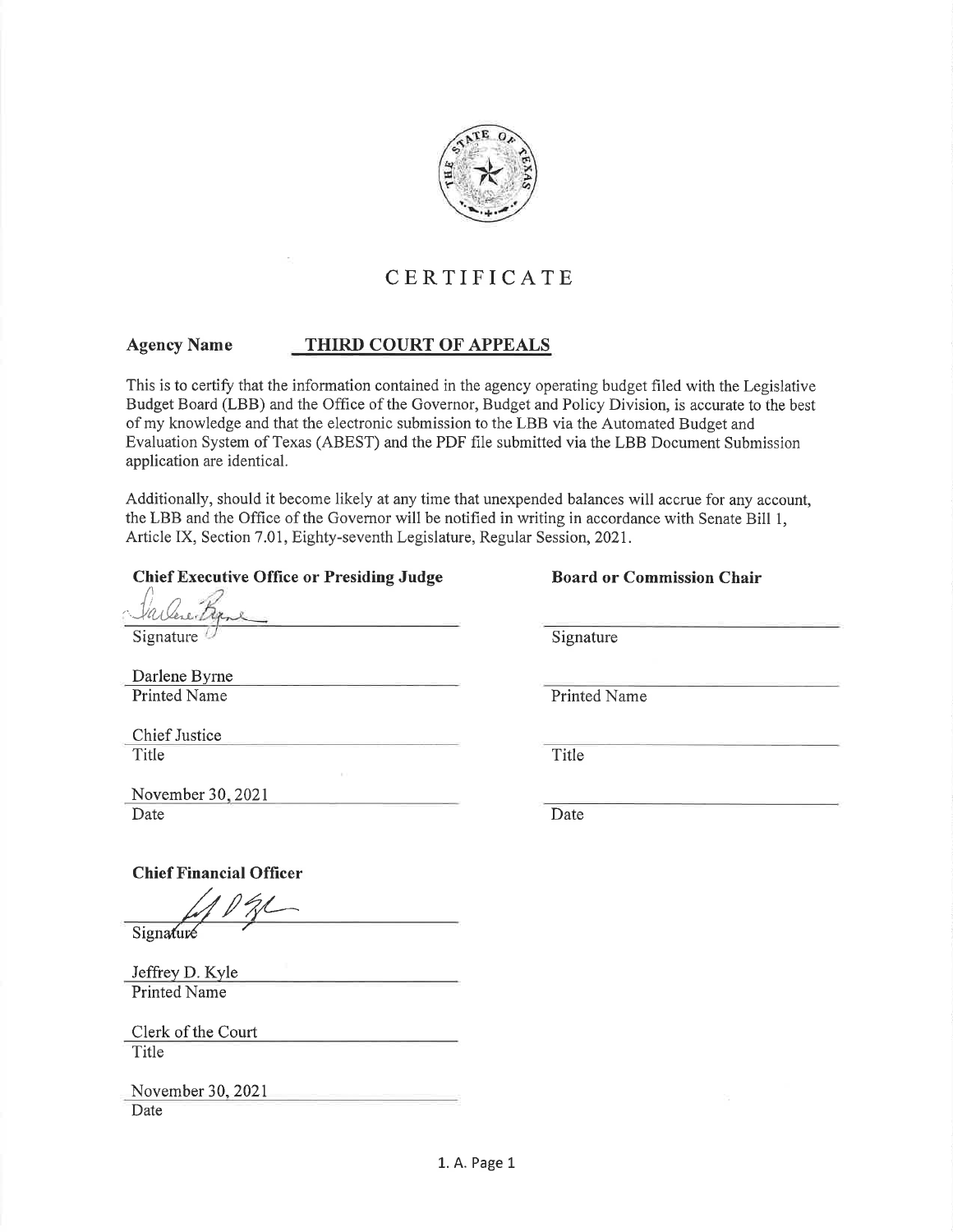# CERTIFICATE

**Agency Name** **THIRD COURT OF APPEALS**

This is to certify that the information contained in the agency operating budget filed with the Legislative Budget Board (LBB) and the Office of the Governor, Budget and Policy Division, is accurate to the best of my knowledge and that the electronic submission to the LBB via the Automated Budget and Evaluation System of Texas (ABEST) and the PDF file submitted via the LBB Document Submission application are identical.

Additionally, should it become likely at any time that unexpended balances will accrue for any account, the LBB and the Office of the Governor will be notified in writing in accordance with Senate Bill 1, Article IX, Section 7.01, Eighty-seventh Legislature, Regular Session, 2021.

**Chief Executive Office or Presiding Judge**

Signature

Darlene Byrne
Printed Name

Chief Justice
Title

November 30, 2021
Date

**Board or Commission Chair**

Signature

Printed Name

Title

Date

**Chief Financial Officer**

Signature

Jeffrey D. Kyle
Printed Name

Clerk of the Court
Title

November 30, 2021
Date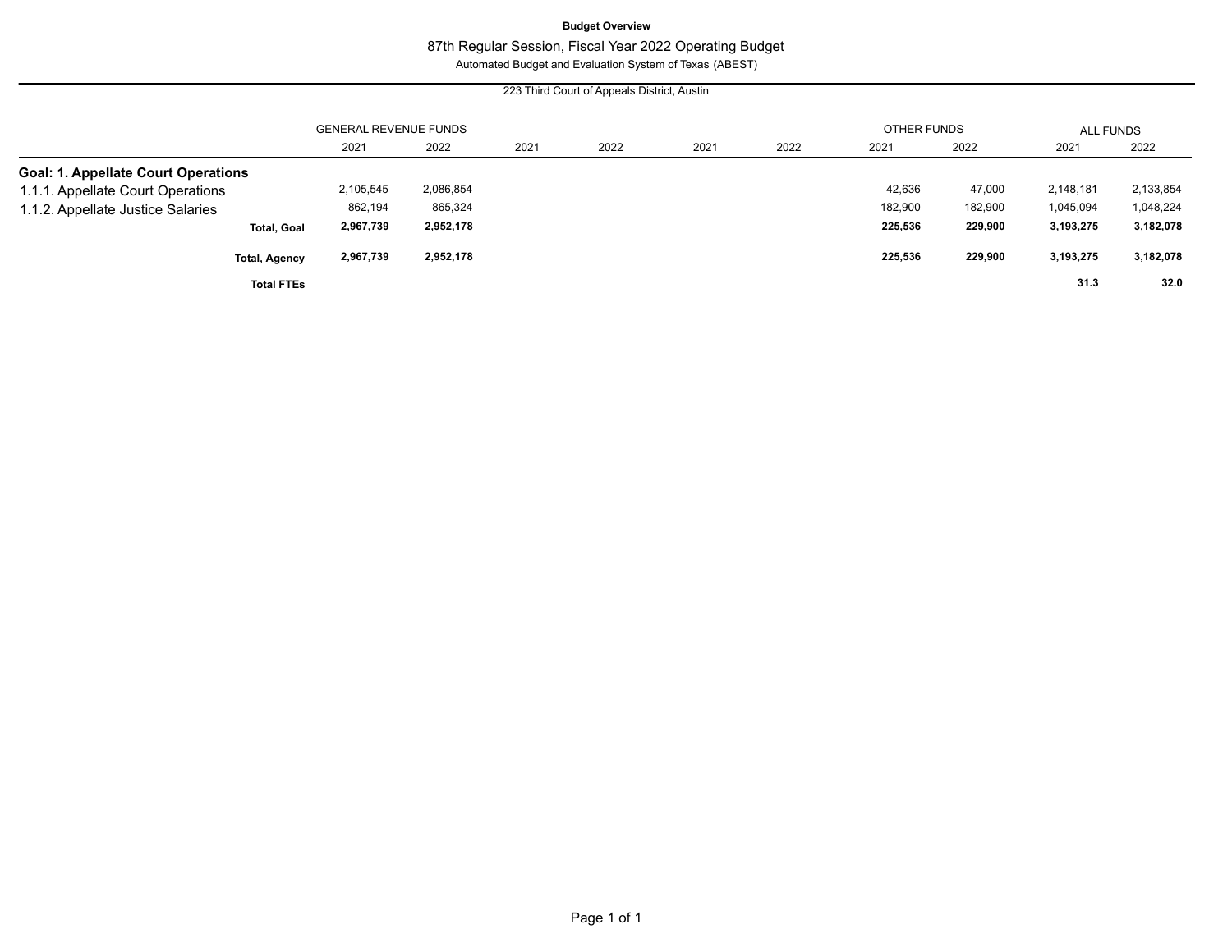**Budget Overview**

87th Regular Session, Fiscal Year 2022 Operating Budget

Automated Budget and Evaluation System of Texas (ABEST)

223 Third Court of Appeals District, Austin

| | GENERAL REVENUE FUNDS | | | | | | OTHER FUNDS | | ALL FUNDS | |
|---|---|---|---|---|---|---|---|---|---|---|
| | 2021 | 2022 | 2021 | 2022 | 2021 | 2022 | 2021 | 2022 | 2021 | 2022 |
| **Goal: 1. Appellate Court Operations** | | | | | | | | | | |
| 1.1.1. Appellate Court Operations | 2,105,545 | 2,086,854 | | | | | 42,636 | 47,000 | 2,148,181 | 2,133,854 |
| 1.1.2. Appellate Justice Salaries | 862,194 | 865,324 | | | | | 182,900 | 182,900 | 1,045,094 | 1,048,224 |
| **Total, Goal** | **2,967,739** | **2,952,178** | | | | | **225,536** | **229,900** | **3,193,275** | **3,182,078** |
| **Total, Agency** | **2,967,739** | **2,952,178** | | | | | **225,536** | **229,900** | **3,193,275** | **3,182,078** |
| **Total FTEs** | | | | | | | | | **31.3** | **32.0** |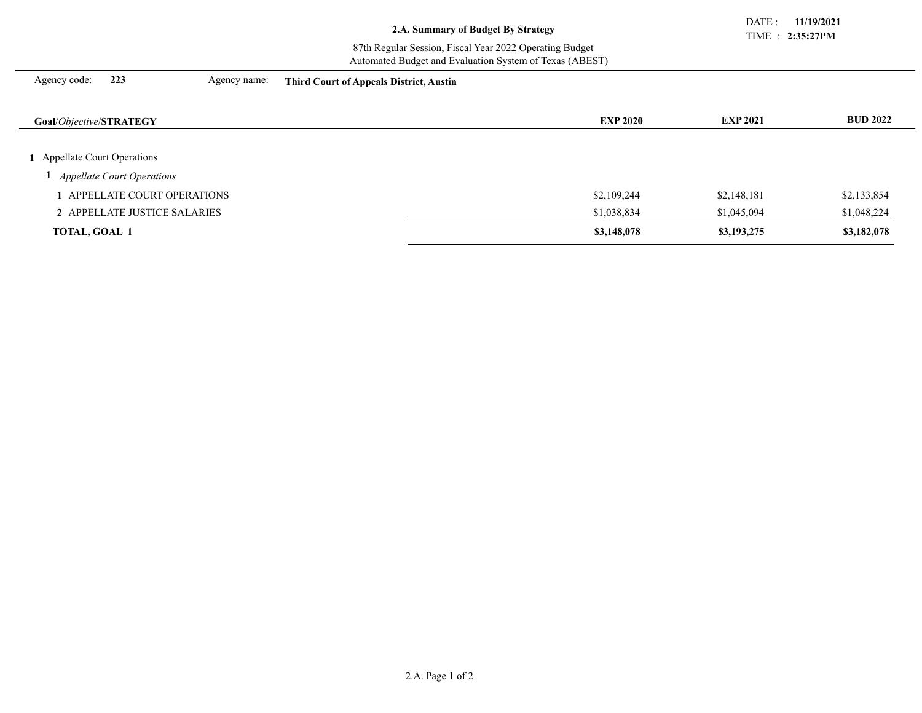## 2.A. Summary of Budget By Strategy

87th Regular Session, Fiscal Year 2022 Operating Budget
Automated Budget and Evaluation System of Texas (ABEST)

DATE : **11/19/2021**
TIME : **2:35:27PM**

Agency code: **223** Agency name: **Third Court of Appeals District, Austin**

| **Goal**/*Objective*/**STRATEGY** | **EXP 2020** | **EXP 2021** | **BUD 2022** |
|---|---|---|---|
| **1** Appellate Court Operations | | | |
| **1** *Appellate Court Operations* | | | |
| **1** APPELLATE COURT OPERATIONS | $2,109,244 | $2,148,181 | $2,133,854 |
| **2** APPELLATE JUSTICE SALARIES | $1,038,834 | $1,045,094 | $1,048,224 |
| **TOTAL, GOAL 1** | **$3,148,078** | **$3,193,275** | **$3,182,078** |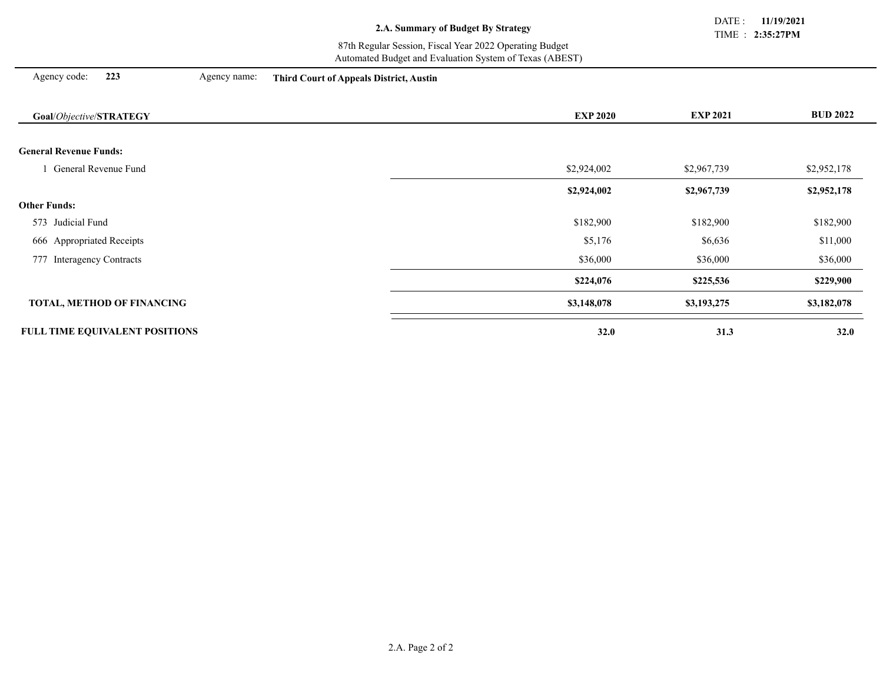**2.A. Summary of Budget By Strategy**

87th Regular Session, Fiscal Year 2022 Operating Budget
Automated Budget and Evaluation System of Texas (ABEST)

DATE : **11/19/2021**
TIME : **2:35:27PM**

Agency code: **223** Agency name: **Third Court of Appeals District, Austin**

| **Goal**/*Objective*/**STRATEGY** | **EXP 2020** | **EXP 2021** | **BUD 2022** |
|---|---|---|---|
| **General Revenue Funds:** | | | |
| 1 General Revenue Fund | $2,924,002 | $2,967,739 | $2,952,178 |
| | **$2,924,002** | **$2,967,739** | **$2,952,178** |
| **Other Funds:** | | | |
| 573 Judicial Fund | $182,900 | $182,900 | $182,900 |
| 666 Appropriated Receipts | $5,176 | $6,636 | $11,000 |
| 777 Interagency Contracts | $36,000 | $36,000 | $36,000 |
| | **$224,076** | **$225,536** | **$229,900** |
| **TOTAL, METHOD OF FINANCING** | **$3,148,078** | **$3,193,275** | **$3,182,078** |
| **FULL TIME EQUIVALENT POSITIONS** | **32.0** | **31.3** | **32.0** |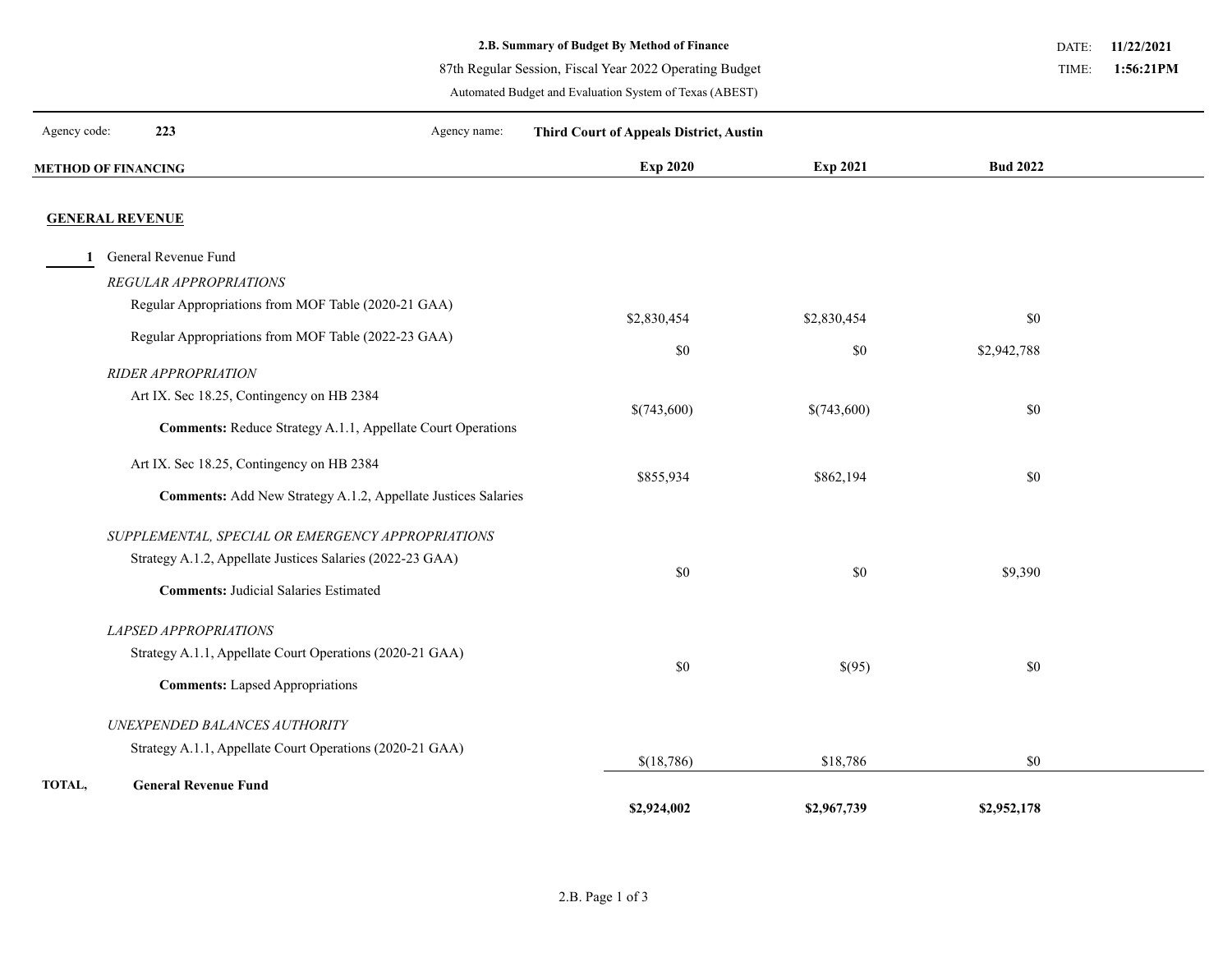**2.B. Summary of Budget By Method of Finance**

87th Regular Session, Fiscal Year 2022 Operating Budget

Automated Budget and Evaluation System of Texas (ABEST)

DATE: **11/22/2021**
TIME: **1:56:21PM**

Agency code: **223** Agency name: **Third Court of Appeals District, Austin**

| METHOD OF FINANCING | Exp 2020 | Exp 2021 | Bud 2022 |
|---|---|---|---|
| **GENERAL REVENUE** | | | |
| **1** General Revenue Fund | | | |
| *REGULAR APPROPRIATIONS* | | | |
| Regular Appropriations from MOF Table (2020-21 GAA) | $2,830,454 | $2,830,454 | $0 |
| Regular Appropriations from MOF Table (2022-23 GAA) | $0 | $0 | $2,942,788 |
| *RIDER APPROPRIATION* | | | |
| Art IX. Sec 18.25, Contingency on HB 2384 | $(743,600) | $(743,600) | $0 |
| **Comments:** Reduce Strategy A.1.1, Appellate Court Operations | | | |
| Art IX. Sec 18.25, Contingency on HB 2384 | $855,934 | $862,194 | $0 |
| **Comments:** Add New Strategy A.1.2, Appellate Justices Salaries | | | |
| *SUPPLEMENTAL, SPECIAL OR EMERGENCY APPROPRIATIONS* | | | |
| Strategy A.1.2, Appellate Justices Salaries (2022-23 GAA) | $0 | $0 | $9,390 |
| **Comments:** Judicial Salaries Estimated | | | |
| *LAPSED APPROPRIATIONS* | | | |
| Strategy A.1.1, Appellate Court Operations (2020-21 GAA) | $0 | $(95) | $0 |
| **Comments:** Lapsed Appropriations | | | |
| *UNEXPENDED BALANCES AUTHORITY* | | | |
| Strategy A.1.1, Appellate Court Operations (2020-21 GAA) | $(18,786) | $18,786 | $0 |
| **TOTAL, General Revenue Fund** | **$2,924,002** | **$2,967,739** | **$2,952,178** |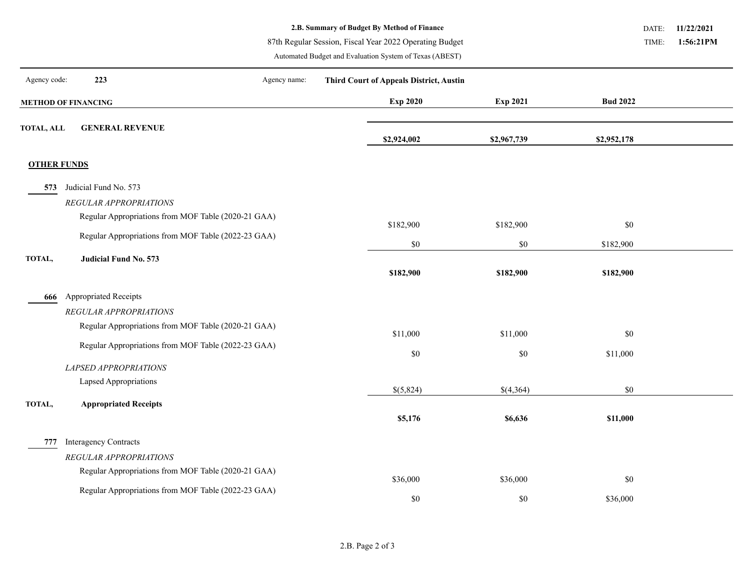**2.B. Summary of Budget By Method of Finance**

87th Regular Session, Fiscal Year 2022 Operating Budget

Automated Budget and Evaluation System of Texas (ABEST)

DATE: **11/22/2021**
TIME: **1:56:21PM**

Agency code: **223** Agency name: **Third Court of Appeals District, Austin**

| METHOD OF FINANCING | Exp 2020 | Exp 2021 | Bud 2022 |
|---|---|---|---|
| **TOTAL, ALL GENERAL REVENUE** | **$2,924,002** | **$2,967,739** | **$2,952,178** |
| **OTHER FUNDS** | | | |
| **573** Judicial Fund No. 573 | | | |
| *REGULAR APPROPRIATIONS* | | | |
| Regular Appropriations from MOF Table (2020-21 GAA) | $182,900 | $182,900 | $0 |
| Regular Appropriations from MOF Table (2022-23 GAA) | $0 | $0 | $182,900 |
| **TOTAL, Judicial Fund No. 573** | **$182,900** | **$182,900** | **$182,900** |
| **666** Appropriated Receipts | | | |
| *REGULAR APPROPRIATIONS* | | | |
| Regular Appropriations from MOF Table (2020-21 GAA) | $11,000 | $11,000 | $0 |
| Regular Appropriations from MOF Table (2022-23 GAA) | $0 | $0 | $11,000 |
| *LAPSED APPROPRIATIONS* | | | |
| Lapsed Appropriations | $(5,824) | $(4,364) | $0 |
| **TOTAL, Appropriated Receipts** | **$5,176** | **$6,636** | **$11,000** |
| **777** Interagency Contracts | | | |
| *REGULAR APPROPRIATIONS* | | | |
| Regular Appropriations from MOF Table (2020-21 GAA) | $36,000 | $36,000 | $0 |
| Regular Appropriations from MOF Table (2022-23 GAA) | $0 | $0 | $36,000 |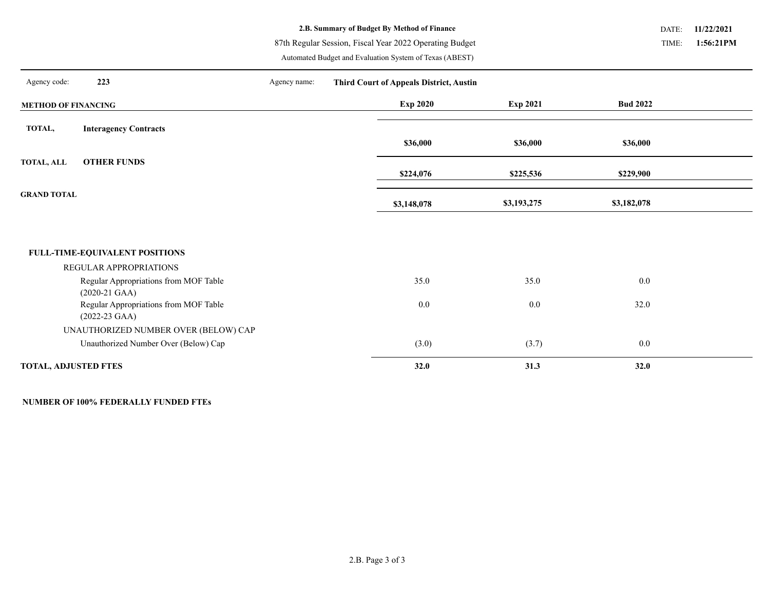**2.B. Summary of Budget By Method of Finance**

87th Regular Session, Fiscal Year 2022 Operating Budget

Automated Budget and Evaluation System of Texas (ABEST)

DATE: **11/22/2021**
TIME: **1:56:21PM**

Agency code: **223** Agency name: **Third Court of Appeals District, Austin**

| METHOD OF FINANCING | Exp 2020 | Exp 2021 | Bud 2022 |
|---|---|---|---|
| **TOTAL, Interagency Contracts** | **$36,000** | **$36,000** | **$36,000** |
| **TOTAL, ALL OTHER FUNDS** | **$224,076** | **$225,536** | **$229,900** |
| **GRAND TOTAL** | **$3,148,078** | **$3,193,275** | **$3,182,078** |

| | Exp 2020 | Exp 2021 | Bud 2022 |
|---|---|---|---|
| **FULL-TIME-EQUIVALENT POSITIONS** | | | |
| REGULAR APPROPRIATIONS | | | |
| Regular Appropriations from MOF Table (2020-21 GAA) | 35.0 | 35.0 | 0.0 |
| Regular Appropriations from MOF Table (2022-23 GAA) | 0.0 | 0.0 | 32.0 |
| UNAUTHORIZED NUMBER OVER (BELOW) CAP | | | |
| Unauthorized Number Over (Below) Cap | (3.0) | (3.7) | 0.0 |
| **TOTAL, ADJUSTED FTES** | **32.0** | **31.3** | **32.0** |

**NUMBER OF 100% FEDERALLY FUNDED FTEs**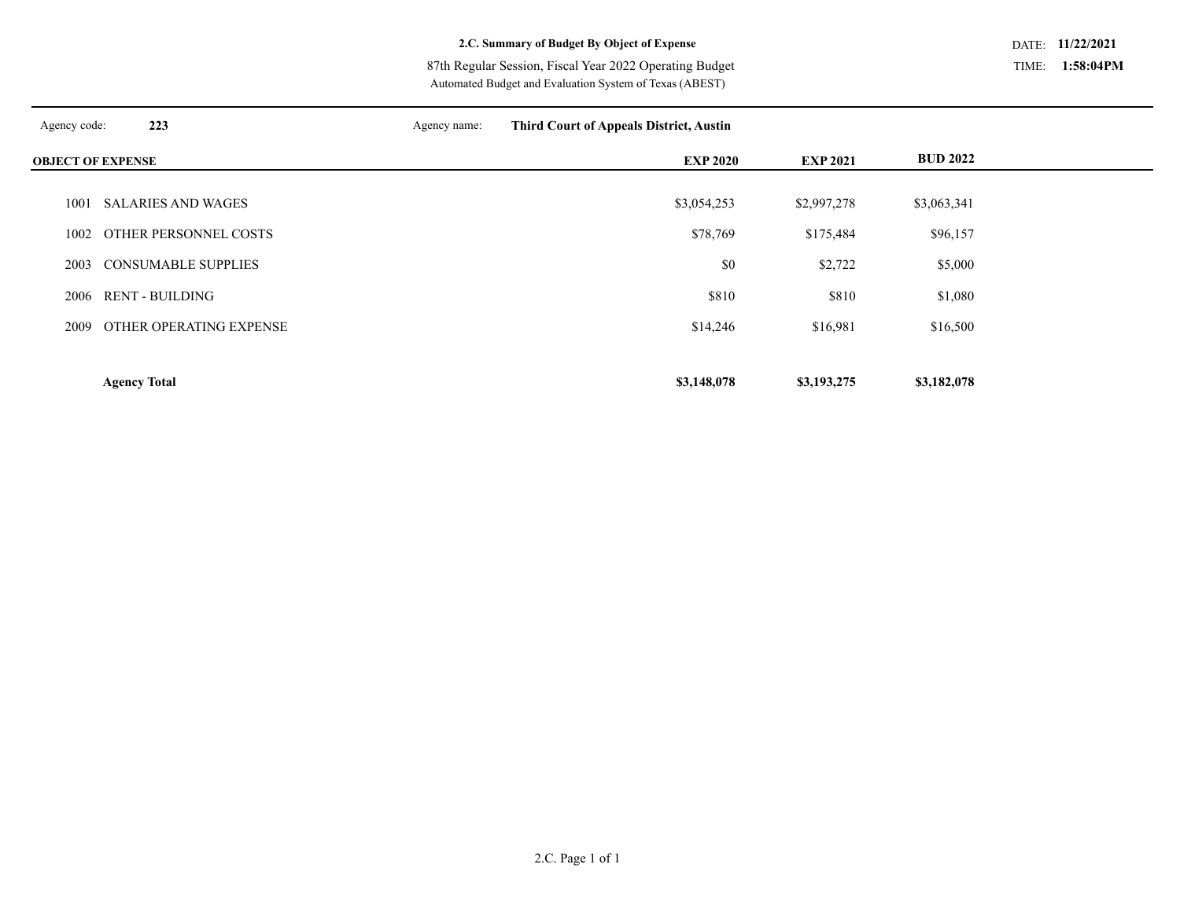**2.C. Summary of Budget By Object of Expense**

87th Regular Session, Fiscal Year 2022 Operating Budget

Automated Budget and Evaluation System of Texas (ABEST)

DATE: **11/22/2021**

TIME: **1:58:04PM**

Agency code: **223** Agency name: **Third Court of Appeals District, Austin**

| OBJECT OF EXPENSE | | EXP 2020 | EXP 2021 | BUD 2022 |
|---|---|---|---|---|
| 1001 | SALARIES AND WAGES | $3,054,253 | $2,997,278 | $3,063,341 |
| 1002 | OTHER PERSONNEL COSTS | $78,769 | $175,484 | $96,157 |
| 2003 | CONSUMABLE SUPPLIES | $0 | $2,722 | $5,000 |
| 2006 | RENT - BUILDING | $810 | $810 | $1,080 |
| 2009 | OTHER OPERATING EXPENSE | $14,246 | $16,981 | $16,500 |
| | **Agency Total** | **$3,148,078** | **$3,193,275** | **$3,182,078** |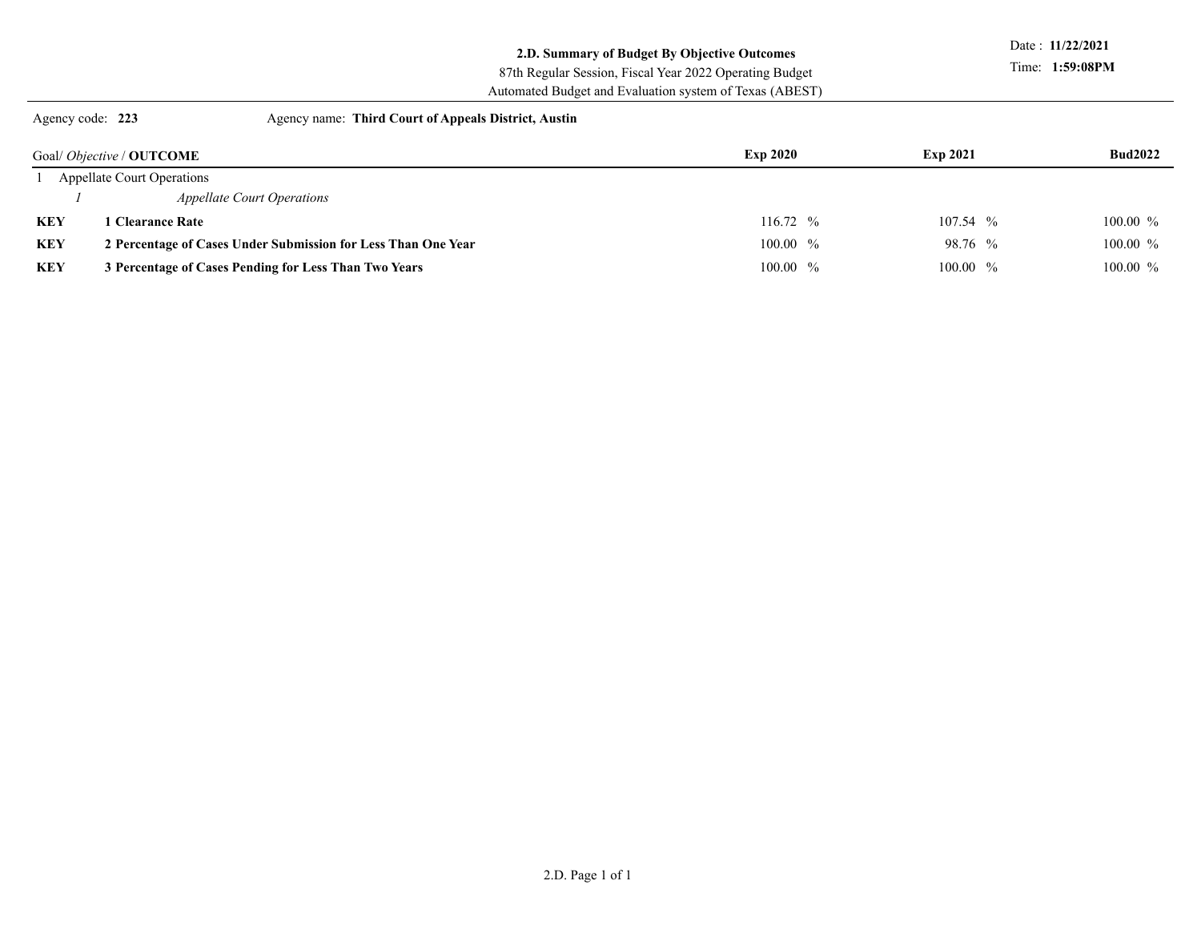**2.D. Summary of Budget By Objective Outcomes**

87th Regular Session, Fiscal Year 2022 Operating Budget

Automated Budget and Evaluation system of Texas (ABEST)

Date : **11/22/2021**

Time: **1:59:08PM**

Agency code: **223** Agency name: **Third Court of Appeals District, Austin**

| Goal/ *Objective* / **OUTCOME** | | **Exp 2020** | **Exp 2021** | **Bud2022** |
|---|---|---|---|---|
| 1 Appellate Court Operations | | | | |
| *1* | *Appellate Court Operations* | | | |
| **KEY** | **1 Clearance Rate** | 116.72 % | 107.54 % | 100.00 % |
| **KEY** | **2 Percentage of Cases Under Submission for Less Than One Year** | 100.00 % | 98.76 % | 100.00 % |
| **KEY** | **3 Percentage of Cases Pending for Less Than Two Years** | 100.00 % | 100.00 % | 100.00 % |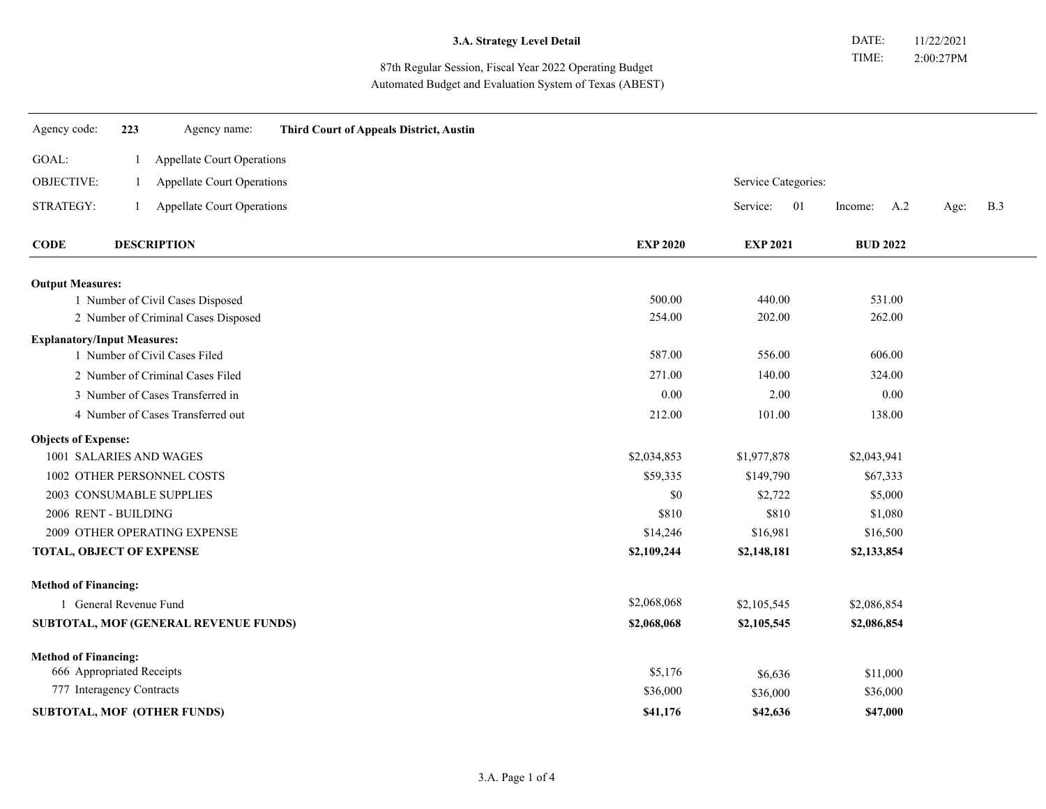**3.A. Strategy Level Detail**

87th Regular Session, Fiscal Year 2022 Operating Budget
Automated Budget and Evaluation System of Texas (ABEST)

DATE: 11/22/2021
TIME: 2:00:27PM

Agency code: **223** Agency name: **Third Court of Appeals District, Austin**

GOAL: 1 Appellate Court Operations
OBJECTIVE: 1 Appellate Court Operations
STRATEGY: 1 Appellate Court Operations

Service Categories:
Service: 01 Income: A.2 Age: B.3

| CODE | DESCRIPTION | EXP 2020 | EXP 2021 | BUD 2022 |
|---|---|---|---|---|
| **Output Measures:** | | | | |
| 1 | Number of Civil Cases Disposed | 500.00 | 440.00 | 531.00 |
| 2 | Number of Criminal Cases Disposed | 254.00 | 202.00 | 262.00 |
| **Explanatory/Input Measures:** | | | | |
| 1 | Number of Civil Cases Filed | 587.00 | 556.00 | 606.00 |
| 2 | Number of Criminal Cases Filed | 271.00 | 140.00 | 324.00 |
| 3 | Number of Cases Transferred in | 0.00 | 2.00 | 0.00 |
| 4 | Number of Cases Transferred out | 212.00 | 101.00 | 138.00 |
| **Objects of Expense:** | | | | |
| 1001 | SALARIES AND WAGES | $2,034,853 | $1,977,878 | $2,043,941 |
| 1002 | OTHER PERSONNEL COSTS | $59,335 | $149,790 | $67,333 |
| 2003 | CONSUMABLE SUPPLIES | $0 | $2,722 | $5,000 |
| 2006 | RENT - BUILDING | $810 | $810 | $1,080 |
| 2009 | OTHER OPERATING EXPENSE | $14,246 | $16,981 | $16,500 |
| **TOTAL, OBJECT OF EXPENSE** | | **$2,109,244** | **$2,148,181** | **$2,133,854** |
| **Method of Financing:** | | | | |
| 1 | General Revenue Fund | $2,068,068 | $2,105,545 | $2,086,854 |
| **SUBTOTAL, MOF (GENERAL REVENUE FUNDS)** | | **$2,068,068** | **$2,105,545** | **$2,086,854** |
| **Method of Financing:** | | | | |
| 666 | Appropriated Receipts | $5,176 | $6,636 | $11,000 |
| 777 | Interagency Contracts | $36,000 | $36,000 | $36,000 |
| **SUBTOTAL, MOF (OTHER FUNDS)** | | **$41,176** | **$42,636** | **$47,000** |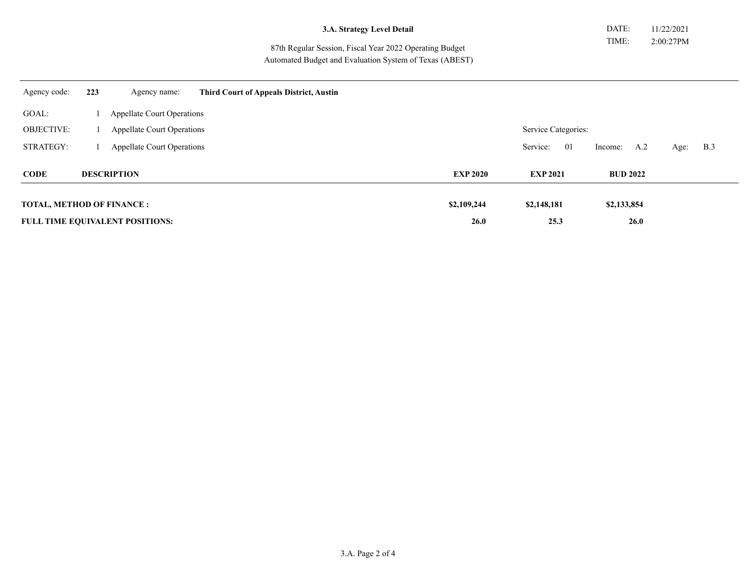**3.A. Strategy Level Detail**

87th Regular Session, Fiscal Year 2022 Operating Budget
Automated Budget and Evaluation System of Texas (ABEST)

DATE: 11/22/2021
TIME: 2:00:27PM

Agency code: **223** Agency name: **Third Court of Appeals District, Austin**

GOAL: 1 Appellate Court Operations

OBJECTIVE: 1 Appellate Court Operations

STRATEGY: 1 Appellate Court Operations

Service Categories:
Service: 01 Income: A.2 Age: B.3

| CODE | DESCRIPTION | EXP 2020 | EXP 2021 | BUD 2022 |
| --- | --- | --- | --- | --- |
| **TOTAL, METHOD OF FINANCE :** | | **$2,109,244** | **$2,148,181** | **$2,133,854** |
| **FULL TIME EQUIVALENT POSITIONS:** | | **26.0** | **25.3** | **26.0** |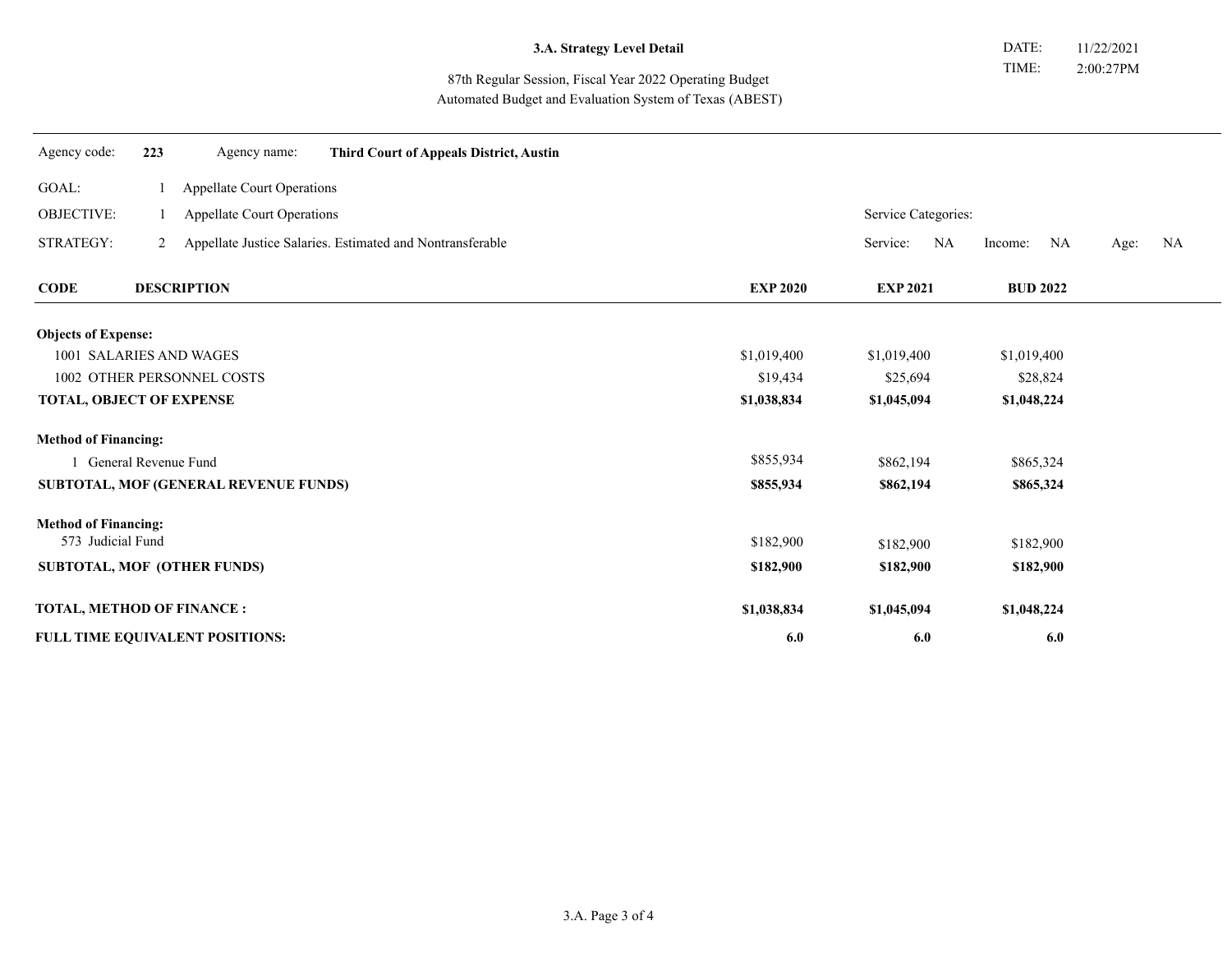**3.A. Strategy Level Detail**

87th Regular Session, Fiscal Year 2022 Operating Budget
Automated Budget and Evaluation System of Texas (ABEST)

DATE: 11/22/2021
TIME: 2:00:27PM

Agency code: **223** Agency name: **Third Court of Appeals District, Austin**

GOAL: 1 Appellate Court Operations

OBJECTIVE: 1 Appellate Court Operations

STRATEGY: 2 Appellate Justice Salaries. Estimated and Nontransferable

Service Categories: Service: NA Income: NA Age: NA

| CODE | DESCRIPTION | EXP 2020 | EXP 2021 | BUD 2022 |
|---|---|---|---|---|
| **Objects of Expense:** | | | | |
| 1001 | SALARIES AND WAGES | $1,019,400 | $1,019,400 | $1,019,400 |
| 1002 | OTHER PERSONNEL COSTS | $19,434 | $25,694 | $28,824 |
| **TOTAL, OBJECT OF EXPENSE** | | **$1,038,834** | **$1,045,094** | **$1,048,224** |
| **Method of Financing:** | | | | |
| 1 | General Revenue Fund | $855,934 | $862,194 | $865,324 |
| **SUBTOTAL, MOF (GENERAL REVENUE FUNDS)** | | **$855,934** | **$862,194** | **$865,324** |
| **Method of Financing:** | | | | |
| 573 | Judicial Fund | $182,900 | $182,900 | $182,900 |
| **SUBTOTAL, MOF (OTHER FUNDS)** | | **$182,900** | **$182,900** | **$182,900** |
| **TOTAL, METHOD OF FINANCE :** | | **$1,038,834** | **$1,045,094** | **$1,048,224** |
| **FULL TIME EQUIVALENT POSITIONS:** | | **6.0** | **6.0** | **6.0** |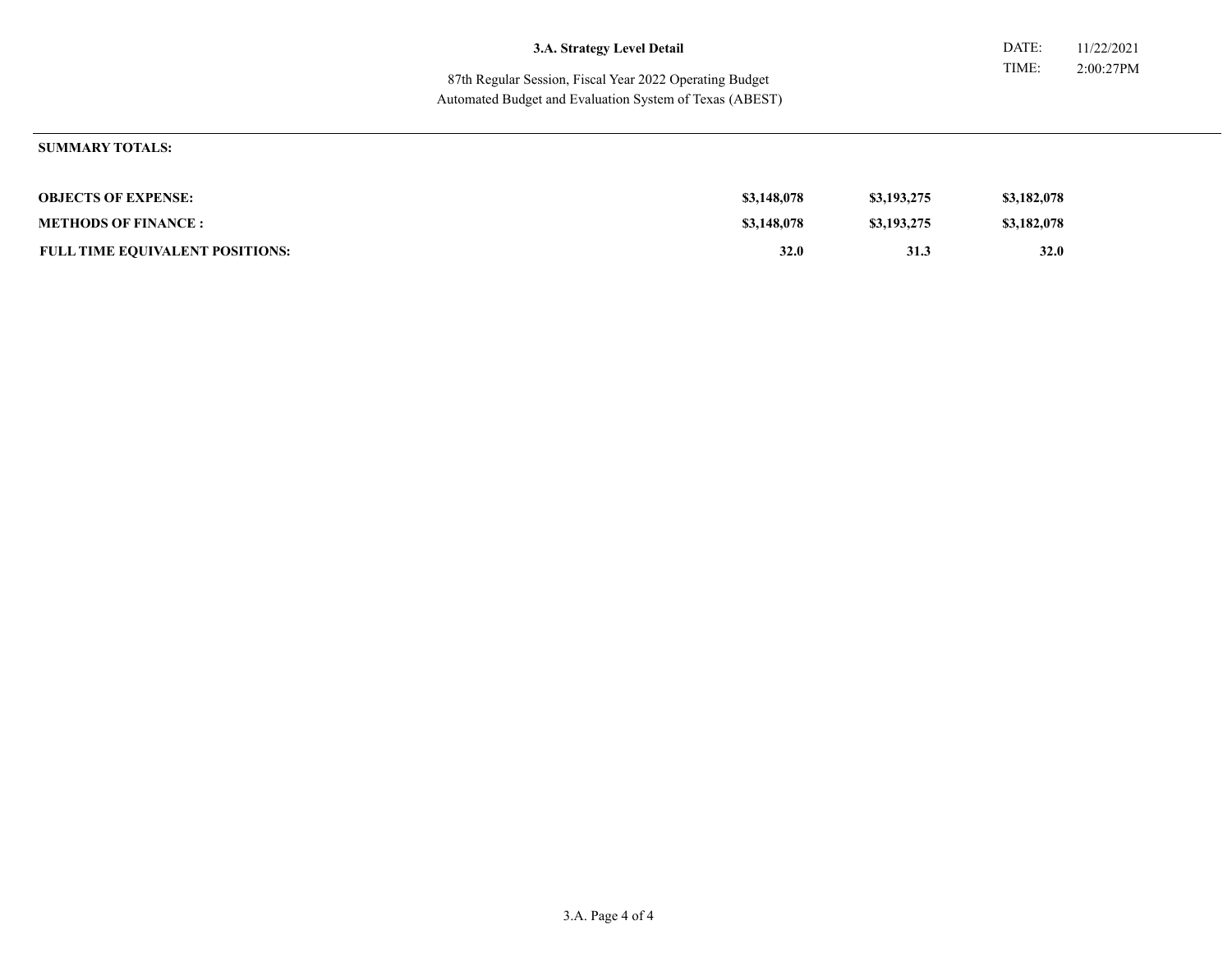**SUMMARY TOTALS:**

| | | | |
|---|---|---|---|
| **OBJECTS OF EXPENSE:** | **$3,148,078** | **$3,193,275** | **$3,182,078** |
| **METHODS OF FINANCE :** | **$3,148,078** | **$3,193,275** | **$3,182,078** |
| **FULL TIME EQUIVALENT POSITIONS:** | **32.0** | **31.3** | **32.0** |